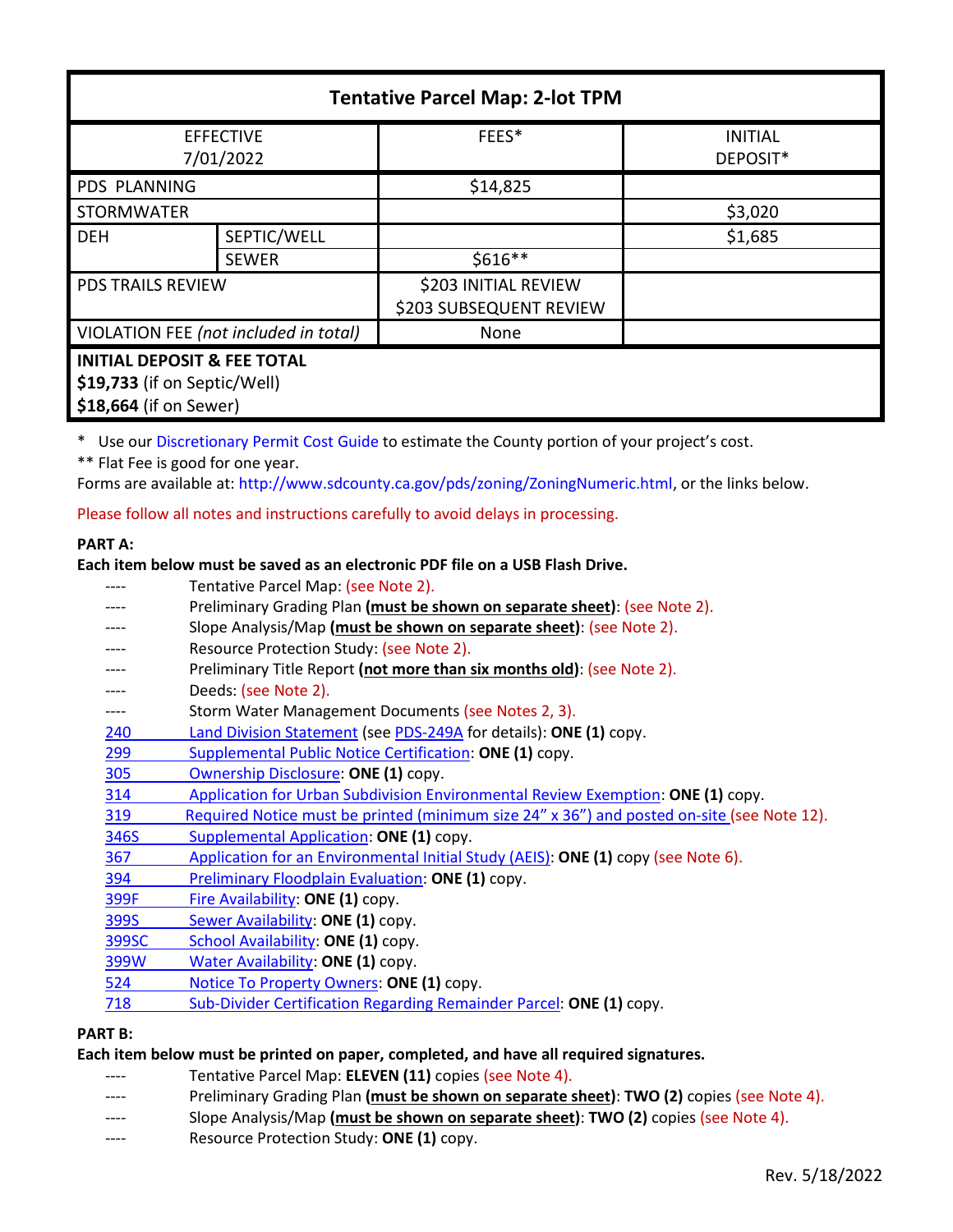| Tentative Parcel Map: 2-lot TPM | | | |
|---|---|---|---|
| EFFECTIVE 7/01/2022 | | FEES* | INITIAL DEPOSIT* |
| PDS PLANNING | | $14,825 | |
| STORMWATER | | | $3,020 |
| DEH | SEPTIC/WELL | | $1,685 |
| | SEWER | $616** | |
| PDS TRAILS REVIEW | | $203 INITIAL REVIEW<br>$203 SUBSEQUENT REVIEW | |
| VIOLATION FEE *(not included in total)* | | None | |
| **INITIAL DEPOSIT & FEE TOTAL**<br>**$19,733** (if on Septic/Well)<br>**$18,664** (if on Sewer) | | | |

\* Use our Discretionary Permit Cost Guide to estimate the County portion of your project's cost.

** Flat Fee is good for one year.

Forms are available at: http://www.sdcounty.ca.gov/pds/zoning/ZoningNumeric.html, or the links below.

Please follow all notes and instructions carefully to avoid delays in processing.

**PART A:**

**Each item below must be saved as an electronic PDF file on a USB Flash Drive.**

- ---- Tentative Parcel Map: (see Note 2).
- ---- Preliminary Grading Plan **(must be shown on separate sheet)**: (see Note 2).
- ---- Slope Analysis/Map **(must be shown on separate sheet)**: (see Note 2).
- ---- Resource Protection Study: (see Note 2).
- ---- Preliminary Title Report **(not more than six months old)**: (see Note 2).
- ---- Deeds: (see Note 2).
- ---- Storm Water Management Documents (see Notes 2, 3).
- 240 Land Division Statement (see PDS-249A for details): **ONE (1)** copy.
- 299 Supplemental Public Notice Certification: **ONE (1)** copy.
- 305 Ownership Disclosure: **ONE (1)** copy.
- 314 Application for Urban Subdivision Environmental Review Exemption: **ONE (1)** copy.
- 319 Required Notice must be printed (minimum size 24" x 36") and posted on-site (see Note 12).
- 346S Supplemental Application: **ONE (1)** copy.
- 367 Application for an Environmental Initial Study (AEIS): **ONE (1)** copy (see Note 6).
- 394 Preliminary Floodplain Evaluation: **ONE (1)** copy.
- 399F Fire Availability: **ONE (1)** copy.
- 399S Sewer Availability: **ONE (1)** copy.
- 399SC School Availability: **ONE (1)** copy.
- 399W Water Availability: **ONE (1)** copy.
- 524 Notice To Property Owners: **ONE (1)** copy.
- 718 Sub-Divider Certification Regarding Remainder Parcel: **ONE (1)** copy.

**PART B:**

**Each item below must be printed on paper, completed, and have all required signatures.**

- ---- Tentative Parcel Map: **ELEVEN (11)** copies (see Note 4).
- ---- Preliminary Grading Plan **(must be shown on separate sheet)**: **TWO (2)** copies (see Note 4).
- ---- Slope Analysis/Map **(must be shown on separate sheet)**: **TWO (2)** copies (see Note 4).
- ---- Resource Protection Study: **ONE (1)** copy.

Rev. 5/18/2022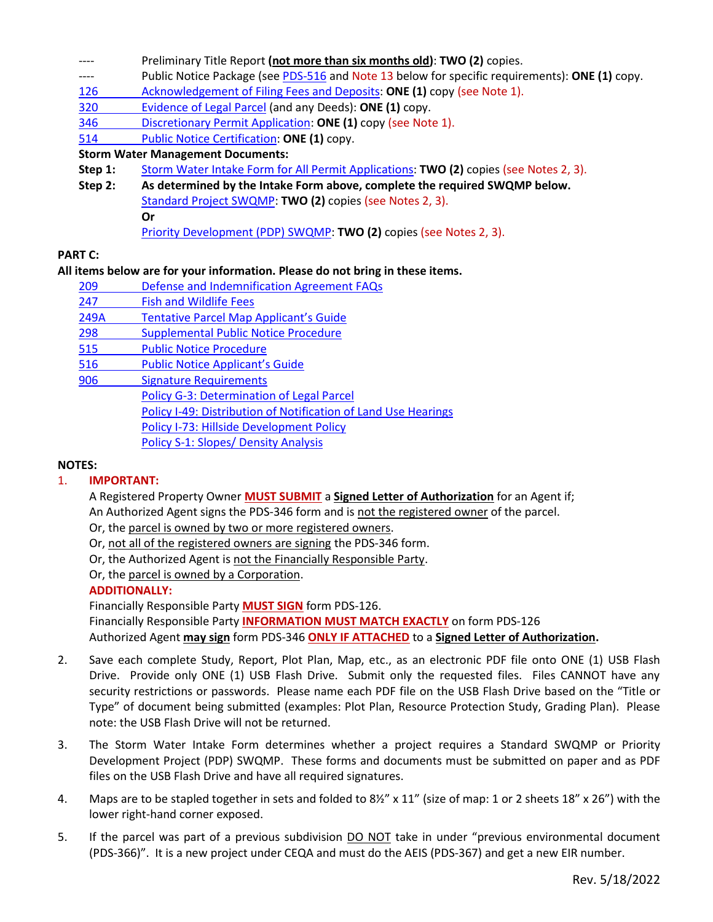---- Preliminary Title Report **(not more than six months old)**: **TWO (2)** copies.
---- Public Notice Package (see PDS-516 and Note 13 below for specific requirements): **ONE (1)** copy.
126 Acknowledgement of Filing Fees and Deposits: **ONE (1)** copy (see Note 1).
320 Evidence of Legal Parcel (and any Deeds): **ONE (1)** copy.
346 Discretionary Permit Application: **ONE (1)** copy (see Note 1).
514 Public Notice Certification: **ONE (1)** copy.

**Storm Water Management Documents:**

**Step 1:** Storm Water Intake Form for All Permit Applications: **TWO (2)** copies (see Notes 2, 3).

**Step 2:** **As determined by the Intake Form above, complete the required SWQMP below.**
Standard Project SWQMP: **TWO (2)** copies (see Notes 2, 3).
**Or**
Priority Development (PDP) SWQMP: **TWO (2)** copies (see Notes 2, 3).

**PART C:**

**All items below are for your information. Please do not bring in these items.**

209 Defense and Indemnification Agreement FAQs
247 Fish and Wildlife Fees
249A Tentative Parcel Map Applicant's Guide
298 Supplemental Public Notice Procedure
515 Public Notice Procedure
516 Public Notice Applicant's Guide
906 Signature Requirements
Policy G-3: Determination of Legal Parcel
Policy I-49: Distribution of Notification of Land Use Hearings
Policy I-73: Hillside Development Policy
Policy S-1: Slopes/ Density Analysis

**NOTES:**

1. **IMPORTANT:**
A Registered Property Owner **MUST SUBMIT** a **Signed Letter of Authorization** for an Agent if;
An Authorized Agent signs the PDS-346 form and is not the registered owner of the parcel.
Or, the parcel is owned by two or more registered owners.
Or, not all of the registered owners are signing the PDS-346 form.
Or, the Authorized Agent is not the Financially Responsible Party.
Or, the parcel is owned by a Corporation.
**ADDITIONALLY:**
Financially Responsible Party **MUST SIGN** form PDS-126.
Financially Responsible Party **INFORMATION MUST MATCH EXACTLY** on form PDS-126
Authorized Agent **may sign** form PDS-346 **ONLY IF ATTACHED** to a **Signed Letter of Authorization.**

2. Save each complete Study, Report, Plot Plan, Map, etc., as an electronic PDF file onto ONE (1) USB Flash Drive. Provide only ONE (1) USB Flash Drive. Submit only the requested files. Files CANNOT have any security restrictions or passwords. Please name each PDF file on the USB Flash Drive based on the "Title or Type" of document being submitted (examples: Plot Plan, Resource Protection Study, Grading Plan). Please note: the USB Flash Drive will not be returned.

3. The Storm Water Intake Form determines whether a project requires a Standard SWQMP or Priority Development Project (PDP) SWQMP. These forms and documents must be submitted on paper and as PDF files on the USB Flash Drive and have all required signatures.

4. Maps are to be stapled together in sets and folded to 8½" x 11" (size of map: 1 or 2 sheets 18" x 26") with the lower right-hand corner exposed.

5. If the parcel was part of a previous subdivision DO NOT take in under "previous environmental document (PDS-366)". It is a new project under CEQA and must do the AEIS (PDS-367) and get a new EIR number.

Rev. 5/18/2022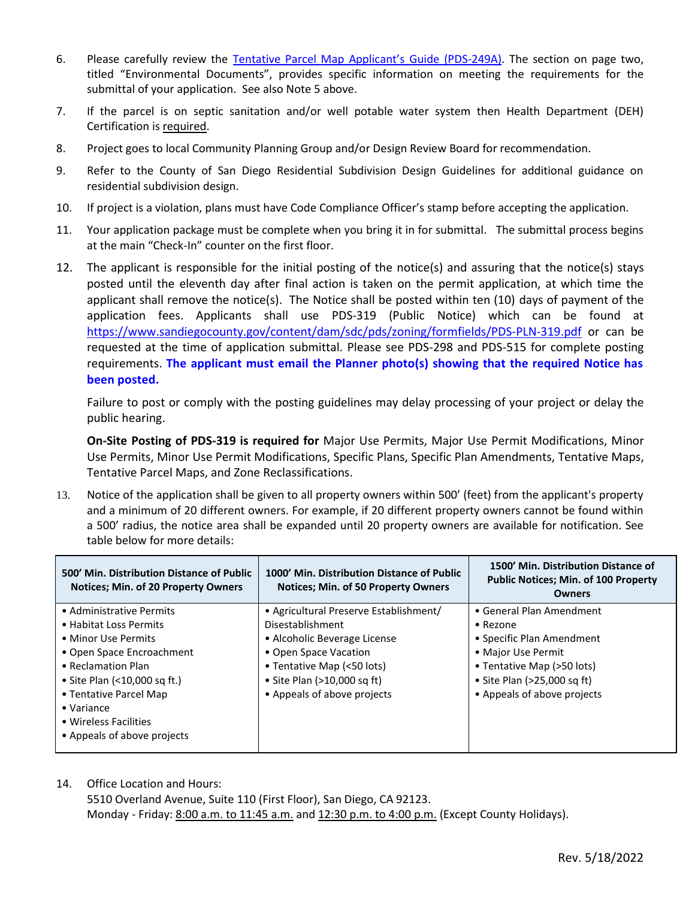6. Please carefully review the [Tentative Parcel Map Applicant's Guide (PDS-249A)](). The section on page two, titled "Environmental Documents", provides specific information on meeting the requirements for the submittal of your application. See also Note 5 above.

7. If the parcel is on septic sanitation and/or well potable water system then Health Department (DEH) Certification is required.

8. Project goes to local Community Planning Group and/or Design Review Board for recommendation.

9. Refer to the County of San Diego Residential Subdivision Design Guidelines for additional guidance on residential subdivision design.

10. If project is a violation, plans must have Code Compliance Officer's stamp before accepting the application.

11. Your application package must be complete when you bring it in for submittal. The submittal process begins at the main "Check-In" counter on the first floor.

12. The applicant is responsible for the initial posting of the notice(s) and assuring that the notice(s) stays posted until the eleventh day after final action is taken on the permit application, at which time the applicant shall remove the notice(s). The Notice shall be posted within ten (10) days of payment of the application fees. Applicants shall use PDS-319 (Public Notice) which can be found at https://www.sandiegocounty.gov/content/dam/sdc/pds/zoning/formfields/PDS-PLN-319.pdf or can be requested at the time of application submittal. Please see PDS-298 and PDS-515 for complete posting requirements. **The applicant must email the Planner photo(s) showing that the required Notice has been posted.**

    Failure to post or comply with the posting guidelines may delay processing of your project or delay the public hearing.

    **On-Site Posting of PDS-319 is required for** Major Use Permits, Major Use Permit Modifications, Minor Use Permits, Minor Use Permit Modifications, Specific Plans, Specific Plan Amendments, Tentative Maps, Tentative Parcel Maps, and Zone Reclassifications.

13. Notice of the application shall be given to all property owners within 500' (feet) from the applicant's property and a minimum of 20 different owners. For example, if 20 different property owners cannot be found within a 500' radius, the notice area shall be expanded until 20 property owners are available for notification. See table below for more details:

| 500' Min. Distribution Distance of Public Notices; Min. of 20 Property Owners | 1000' Min. Distribution Distance of Public Notices; Min. of 50 Property Owners | 1500' Min. Distribution Distance of Public Notices; Min. of 100 Property Owners |
|---|---|---|
| • Administrative Permits<br>• Habitat Loss Permits<br>• Minor Use Permits<br>• Open Space Encroachment<br>• Reclamation Plan<br>• Site Plan (<10,000 sq ft.)<br>• Tentative Parcel Map<br>• Variance<br>• Wireless Facilities<br>• Appeals of above projects | • Agricultural Preserve Establishment/ Disestablishment<br>• Alcoholic Beverage License<br>• Open Space Vacation<br>• Tentative Map (<50 lots)<br>• Site Plan (>10,000 sq ft)<br>• Appeals of above projects | • General Plan Amendment<br>• Rezone<br>• Specific Plan Amendment<br>• Major Use Permit<br>• Tentative Map (>50 lots)<br>• Site Plan (>25,000 sq ft)<br>• Appeals of above projects |

14. Office Location and Hours:
    5510 Overland Avenue, Suite 110 (First Floor), San Diego, CA 92123.
    Monday - Friday: 8:00 a.m. to 11:45 a.m. and 12:30 p.m. to 4:00 p.m. (Except County Holidays).

Rev. 5/18/2022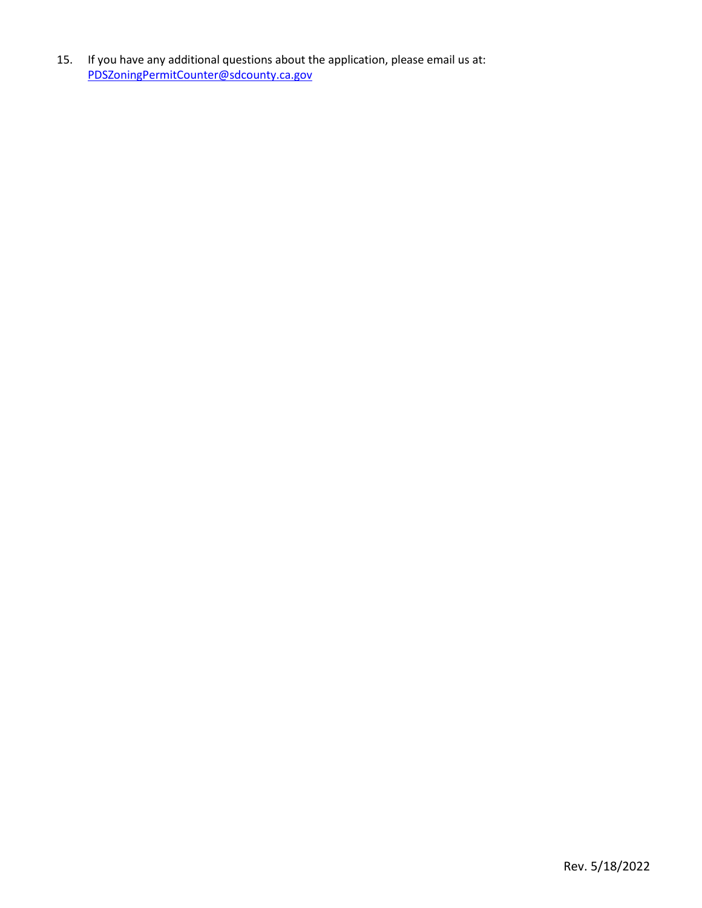15. If you have any additional questions about the application, please email us at: PDSZoningPermitCounter@sdcounty.ca.gov

Rev. 5/18/2022